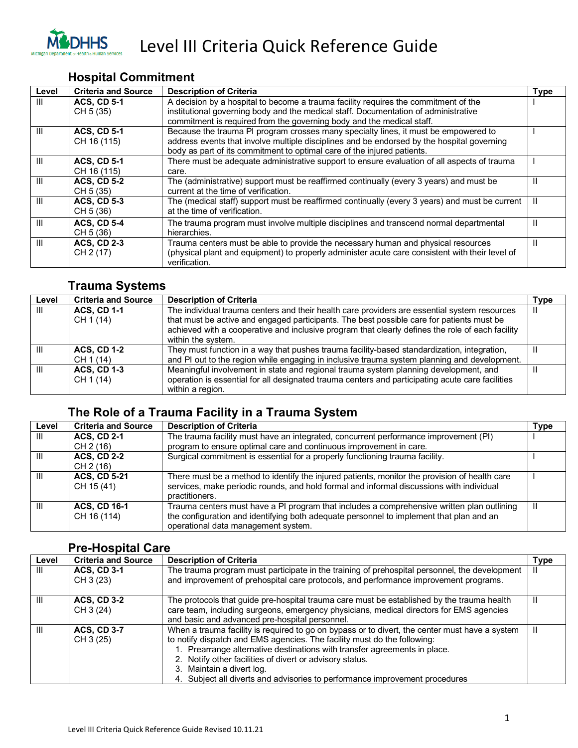# Level III Criteria Quick Reference Guide

## Hospital Commitment

| Level | Criteria and Source | Description of Criteria | Type |
|---|---|---|---|
| III | **ACS, CD 5-1** CH 5 (35) | A decision by a hospital to become a trauma facility requires the commitment of the institutional governing body and the medical staff. Documentation of administrative commitment is required from the governing body and the medical staff. | I |
| III | **ACS, CD 5-1** CH 16 (115) | Because the trauma PI program crosses many specialty lines, it must be empowered to address events that involve multiple disciplines and be endorsed by the hospital governing body as part of its commitment to optimal care of the injured patients. | I |
| III | **ACS, CD 5-1** CH 16 (115) | There must be adequate administrative support to ensure evaluation of all aspects of trauma care. | I |
| III | **ACS, CD 5-2** CH 5 (35) | The (administrative) support must be reaffirmed continually (every 3 years) and must be current at the time of verification. | II |
| III | **ACS, CD 5-3** CH 5 (36) | The (medical staff) support must be reaffirmed continually (every 3 years) and must be current at the time of verification. | II |
| III | **ACS, CD 5-4** CH 5 (36) | The trauma program must involve multiple disciplines and transcend normal departmental hierarchies. | II |
| III | **ACS, CD 2-3** CH 2 (17) | Trauma centers must be able to provide the necessary human and physical resources (physical plant and equipment) to properly administer acute care consistent with their level of verification. | II |

## Trauma Systems

| Level | Criteria and Source | Description of Criteria | Type |
|---|---|---|---|
| III | **ACS, CD 1-1** CH 1 (14) | The individual trauma centers and their health care providers are essential system resources that must be active and engaged participants. The best possible care for patients must be achieved with a cooperative and inclusive program that clearly defines the role of each facility within the system. | II |
| III | **ACS, CD 1-2** CH 1 (14) | They must function in a way that pushes trauma facility-based standardization, integration, and PI out to the region while engaging in inclusive trauma system planning and development. | II |
| III | **ACS, CD 1-3** CH 1 (14) | Meaningful involvement in state and regional trauma system planning development, and operation is essential for all designated trauma centers and participating acute care facilities within a region. | II |

## The Role of a Trauma Facility in a Trauma System

| Level | Criteria and Source | Description of Criteria | Type |
|---|---|---|---|
| III | **ACS, CD 2-1** CH 2 (16) | The trauma facility must have an integrated, concurrent performance improvement (PI) program to ensure optimal care and continuous improvement in care. | I |
| III | **ACS, CD 2-2** CH 2 (16) | Surgical commitment is essential for a properly functioning trauma facility. | I |
| III | **ACS, CD 5-21** CH 15 (41) | There must be a method to identify the injured patients, monitor the provision of health care services, make periodic rounds, and hold formal and informal discussions with individual practitioners. | I |
| III | **ACS, CD 16-1** CH 16 (114) | Trauma centers must have a PI program that includes a comprehensive written plan outlining the configuration and identifying both adequate personnel to implement that plan and an operational data management system. | II |

## Pre-Hospital Care

| Level | Criteria and Source | Description of Criteria | Type |
|---|---|---|---|
| III | **ACS, CD 3-1** CH 3 (23) | The trauma program must participate in the training of prehospital personnel, the development and improvement of prehospital care protocols, and performance improvement programs. | II |
| III | **ACS, CD 3-2** CH 3 (24) | The protocols that guide pre-hospital trauma care must be established by the trauma health care team, including surgeons, emergency physicians, medical directors for EMS agencies and basic and advanced pre-hospital personnel. | II |
| III | **ACS, CD 3-7** CH 3 (25) | When a trauma facility is required to go on bypass or to divert, the center must have a system to notify dispatch and EMS agencies. The facility must do the following: 1. Prearrange alternative destinations with transfer agreements in place. 2. Notify other facilities of divert or advisory status. 3. Maintain a divert log. 4. Subject all diverts and advisories to performance improvement procedures | II |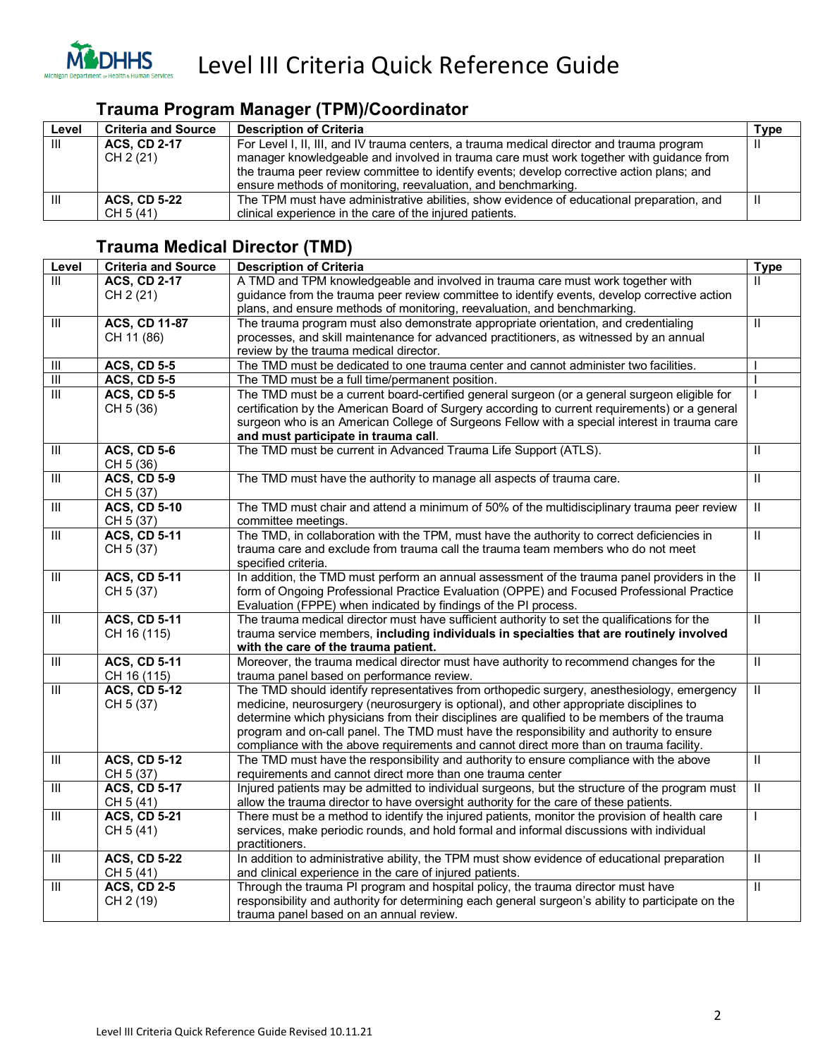# Level III Criteria Quick Reference Guide

## Trauma Program Manager (TPM)/Coordinator

| Level | Criteria and Source | Description of Criteria | Type |
|---|---|---|---|
| III | **ACS, CD 2-17** CH 2 (21) | For Level I, II, III, and IV trauma centers, a trauma medical director and trauma program manager knowledgeable and involved in trauma care must work together with guidance from the trauma peer review committee to identify events; develop corrective action plans; and ensure methods of monitoring, reevaluation, and benchmarking. | II |
| III | **ACS, CD 5-22** CH 5 (41) | The TPM must have administrative abilities, show evidence of educational preparation, and clinical experience in the care of the injured patients. | II |

## Trauma Medical Director (TMD)

| Level | Criteria and Source | Description of Criteria | Type |
|---|---|---|---|
| III | **ACS, CD 2-17** CH 2 (21) | A TMD and TPM knowledgeable and involved in trauma care must work together with guidance from the trauma peer review committee to identify events, develop corrective action plans, and ensure methods of monitoring, reevaluation, and benchmarking. | II |
| III | **ACS, CD 11-87** CH 11 (86) | The trauma program must also demonstrate appropriate orientation, and credentialing processes, and skill maintenance for advanced practitioners, as witnessed by an annual review by the trauma medical director. | II |
| III | **ACS, CD 5-5** | The TMD must be dedicated to one trauma center and cannot administer two facilities. | I |
| III | **ACS, CD 5-5** | The TMD must be a full time/permanent position. | I |
| III | **ACS, CD 5-5** CH 5 (36) | The TMD must be a current board-certified general surgeon (or a general surgeon eligible for certification by the American Board of Surgery according to current requirements) or a general surgeon who is an American College of Surgeons Fellow with a special interest in trauma care **and must participate in trauma call**. | I |
| III | **ACS, CD 5-6** CH 5 (36) | The TMD must be current in Advanced Trauma Life Support (ATLS). | II |
| III | **ACS, CD 5-9** CH 5 (37) | The TMD must have the authority to manage all aspects of trauma care. | II |
| III | **ACS, CD 5-10** CH 5 (37) | The TMD must chair and attend a minimum of 50% of the multidisciplinary trauma peer review committee meetings. | II |
| III | **ACS, CD 5-11** CH 5 (37) | The TMD, in collaboration with the TPM, must have the authority to correct deficiencies in trauma care and exclude from trauma call the trauma team members who do not meet specified criteria. | II |
| III | **ACS, CD 5-11** CH 5 (37) | In addition, the TMD must perform an annual assessment of the trauma panel providers in the form of Ongoing Professional Practice Evaluation (OPPE) and Focused Professional Practice Evaluation (FPPE) when indicated by findings of the PI process. | II |
| III | **ACS, CD 5-11** CH 16 (115) | The trauma medical director must have sufficient authority to set the qualifications for the trauma service members, **including individuals in specialties that are routinely involved with the care of the trauma patient.** | II |
| III | **ACS, CD 5-11** CH 16 (115) | Moreover, the trauma medical director must have authority to recommend changes for the trauma panel based on performance review. | II |
| III | **ACS, CD 5-12** CH 5 (37) | The TMD should identify representatives from orthopedic surgery, anesthesiology, emergency medicine, neurosurgery (neurosurgery is optional), and other appropriate disciplines to determine which physicians from their disciplines are qualified to be members of the trauma program and on-call panel. The TMD must have the responsibility and authority to ensure compliance with the above requirements and cannot direct more than on trauma facility. | II |
| III | **ACS, CD 5-12** CH 5 (37) | The TMD must have the responsibility and authority to ensure compliance with the above requirements and cannot direct more than one trauma center | II |
| III | **ACS, CD 5-17** CH 5 (41) | Injured patients may be admitted to individual surgeons, but the structure of the program must allow the trauma director to have oversight authority for the care of these patients. | II |
| III | **ACS, CD 5-21** CH 5 (41) | There must be a method to identify the injured patients, monitor the provision of health care services, make periodic rounds, and hold formal and informal discussions with individual practitioners. | I |
| III | **ACS, CD 5-22** CH 5 (41) | In addition to administrative ability, the TPM must show evidence of educational preparation and clinical experience in the care of injured patients. | II |
| III | **ACS, CD 2-5** CH 2 (19) | Through the trauma PI program and hospital policy, the trauma director must have responsibility and authority for determining each general surgeon's ability to participate on the trauma panel based on an annual review. | II |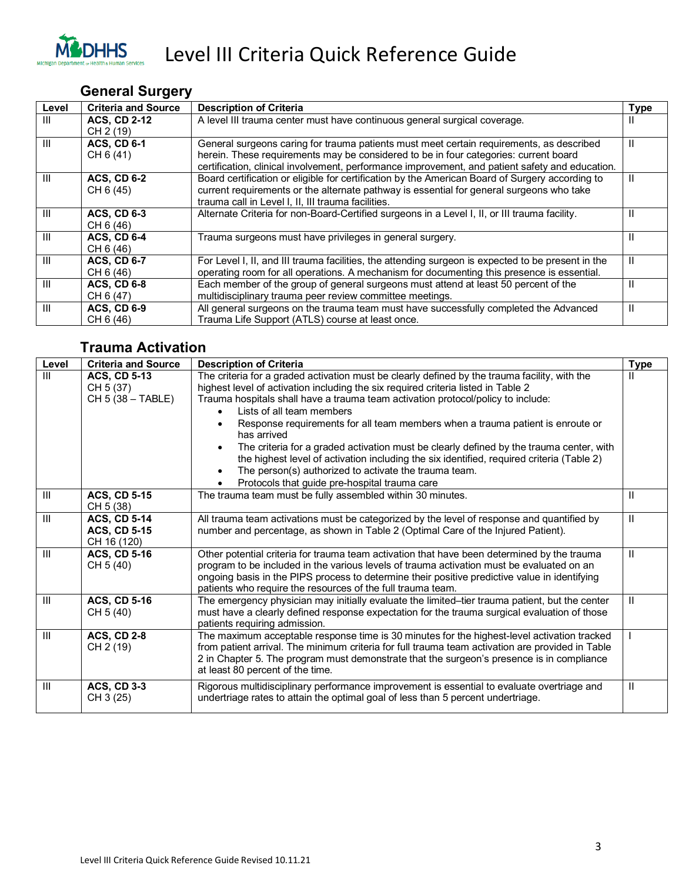# Level III Criteria Quick Reference Guide

## General Surgery

| Level | Criteria and Source | Description of Criteria | Type |
|---|---|---|---|
| III | **ACS, CD 2-12**<br>CH 2 (19) | A level III trauma center must have continuous general surgical coverage. | II |
| III | **ACS, CD 6-1**<br>CH 6 (41) | General surgeons caring for trauma patients must meet certain requirements, as described herein. These requirements may be considered to be in four categories: current board certification, clinical involvement, performance improvement, and patient safety and education. | II |
| III | **ACS, CD 6-2**<br>CH 6 (45) | Board certification or eligible for certification by the American Board of Surgery according to current requirements or the alternate pathway is essential for general surgeons who take trauma call in Level I, II, III trauma facilities. | II |
| III | **ACS, CD 6-3**<br>CH 6 (46) | Alternate Criteria for non-Board-Certified surgeons in a Level I, II, or III trauma facility. | II |
| III | **ACS, CD 6-4**<br>CH 6 (46) | Trauma surgeons must have privileges in general surgery. | II |
| III | **ACS, CD 6-7**<br>CH 6 (46) | For Level I, II, and III trauma facilities, the attending surgeon is expected to be present in the operating room for all operations. A mechanism for documenting this presence is essential. | II |
| III | **ACS, CD 6-8**<br>CH 6 (47) | Each member of the group of general surgeons must attend at least 50 percent of the multidisciplinary trauma peer review committee meetings. | II |
| III | **ACS, CD 6-9**<br>CH 6 (46) | All general surgeons on the trauma team must have successfully completed the Advanced Trauma Life Support (ATLS) course at least once. | II |

## Trauma Activation

| Level | Criteria and Source | Description of Criteria | Type |
|---|---|---|---|
| III | **ACS, CD 5-13**<br>CH 5 (37)<br>CH 5 (38 – TABLE) | The criteria for a graded activation must be clearly defined by the trauma facility, with the highest level of activation including the six required criteria listed in Table 2<br>Trauma hospitals shall have a trauma team activation protocol/policy to include:<br>• Lists of all team members<br>• Response requirements for all team members when a trauma patient is enroute or has arrived<br>• The criteria for a graded activation must be clearly defined by the trauma center, with the highest level of activation including the six identified, required criteria (Table 2)<br>• The person(s) authorized to activate the trauma team.<br>• Protocols that guide pre-hospital trauma care | II |
| III | **ACS, CD 5-15**<br>CH 5 (38) | The trauma team must be fully assembled within 30 minutes. | II |
| III | **ACS, CD 5-14**<br>**ACS, CD 5-15**<br>CH 16 (120) | All trauma team activations must be categorized by the level of response and quantified by number and percentage, as shown in Table 2 (Optimal Care of the Injured Patient). | II |
| III | **ACS, CD 5-16**<br>CH 5 (40) | Other potential criteria for trauma team activation that have been determined by the trauma program to be included in the various levels of trauma activation must be evaluated on an ongoing basis in the PIPS process to determine their positive predictive value in identifying patients who require the resources of the full trauma team. | II |
| III | **ACS, CD 5-16**<br>CH 5 (40) | The emergency physician may initially evaluate the limited–tier trauma patient, but the center must have a clearly defined response expectation for the trauma surgical evaluation of those patients requiring admission. | II |
| III | **ACS, CD 2-8**<br>CH 2 (19) | The maximum acceptable response time is 30 minutes for the highest-level activation tracked from patient arrival. The minimum criteria for full trauma team activation are provided in Table 2 in Chapter 5. The program must demonstrate that the surgeon's presence is in compliance at least 80 percent of the time. | I |
| III | **ACS, CD 3-3**<br>CH 3 (25) | Rigorous multidisciplinary performance improvement is essential to evaluate overtriage and undertriage rates to attain the optimal goal of less than 5 percent undertriage. | II |

Level III Criteria Quick Reference Guide Revised 10.11.21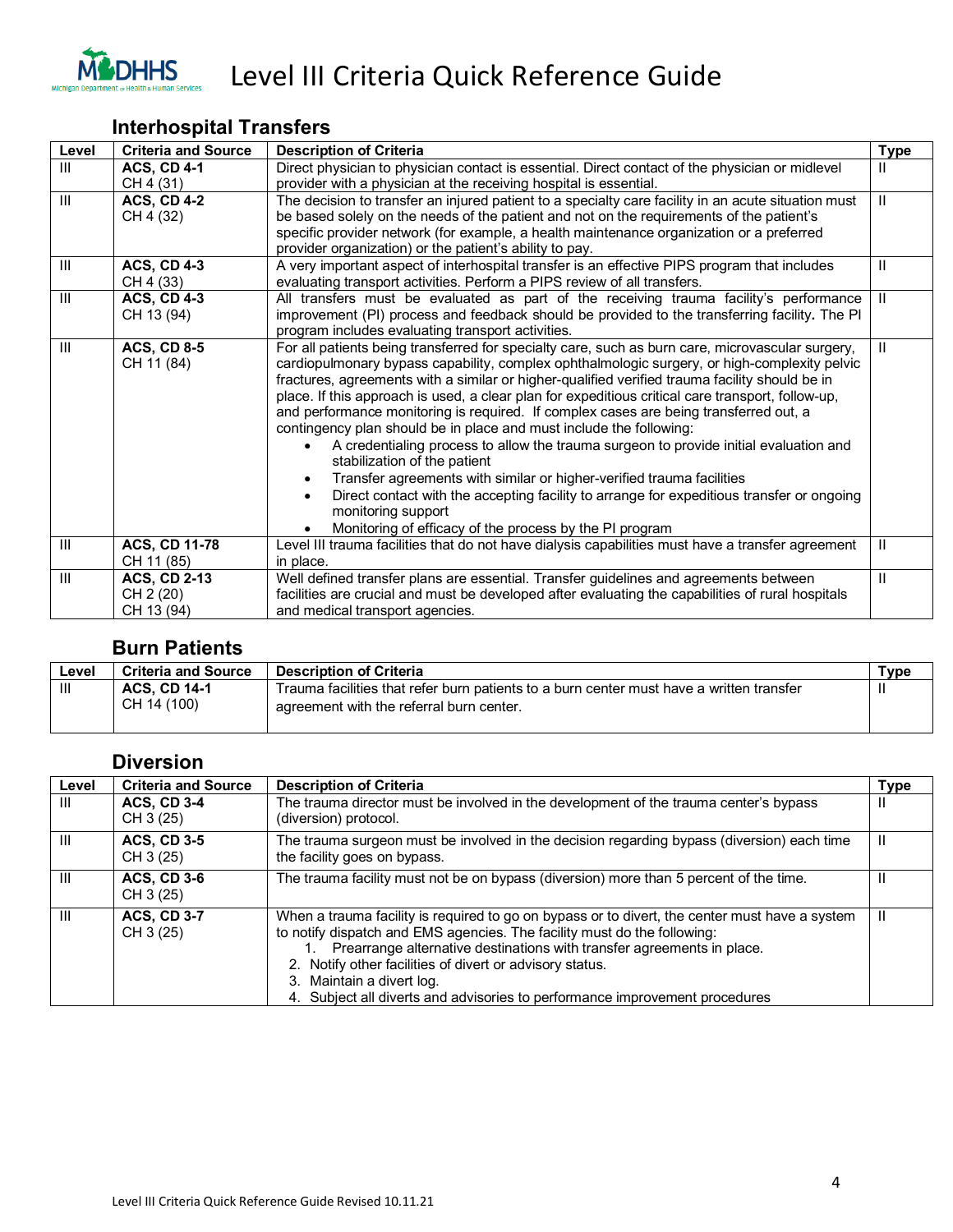# Level III Criteria Quick Reference Guide

## Interhospital Transfers

| Level | Criteria and Source | Description of Criteria | Type |
|---|---|---|---|
| III | **ACS, CD 4-1**<br>CH 4 (31) | Direct physician to physician contact is essential. Direct contact of the physician or midlevel provider with a physician at the receiving hospital is essential. | II |
| III | **ACS, CD 4-2**<br>CH 4 (32) | The decision to transfer an injured patient to a specialty care facility in an acute situation must be based solely on the needs of the patient and not on the requirements of the patient's specific provider network (for example, a health maintenance organization or a preferred provider organization) or the patient's ability to pay. | II |
| III | **ACS, CD 4-3**<br>CH 4 (33) | A very important aspect of interhospital transfer is an effective PIPS program that includes evaluating transport activities. Perform a PIPS review of all transfers. | II |
| III | **ACS, CD 4-3**<br>CH 13 (94) | All transfers must be evaluated as part of the receiving trauma facility's performance improvement (PI) process and feedback should be provided to the transferring facility**.** The PI program includes evaluating transport activities. | II |
| III | **ACS, CD 8-5**<br>CH 11 (84) | For all patients being transferred for specialty care, such as burn care, microvascular surgery, cardiopulmonary bypass capability, complex ophthalmologic surgery, or high-complexity pelvic fractures, agreements with a similar or higher-qualified verified trauma facility should be in place. If this approach is used, a clear plan for expeditious critical care transport, follow-up, and performance monitoring is required. If complex cases are being transferred out, a contingency plan should be in place and must include the following:<br>• A credentialing process to allow the trauma surgeon to provide initial evaluation and stabilization of the patient<br>• Transfer agreements with similar or higher-verified trauma facilities<br>• Direct contact with the accepting facility to arrange for expeditious transfer or ongoing monitoring support<br>• Monitoring of efficacy of the process by the PI program | II |
| III | **ACS, CD 11-78**<br>CH 11 (85) | Level III trauma facilities that do not have dialysis capabilities must have a transfer agreement in place. | II |
| III | **ACS, CD 2-13**<br>CH 2 (20)<br>CH 13 (94) | Well defined transfer plans are essential. Transfer guidelines and agreements between facilities are crucial and must be developed after evaluating the capabilities of rural hospitals and medical transport agencies. | II |

## Burn Patients

| Level | Criteria and Source | Description of Criteria | Type |
|---|---|---|---|
| III | **ACS, CD 14-1**<br>CH 14 (100) | Trauma facilities that refer burn patients to a burn center must have a written transfer agreement with the referral burn center. | II |

## Diversion

| Level | Criteria and Source | Description of Criteria | Type |
|---|---|---|---|
| III | **ACS, CD 3-4**<br>CH 3 (25) | The trauma director must be involved in the development of the trauma center's bypass (diversion) protocol. | II |
| III | **ACS, CD 3-5**<br>CH 3 (25) | The trauma surgeon must be involved in the decision regarding bypass (diversion) each time the facility goes on bypass. | II |
| III | **ACS, CD 3-6**<br>CH 3 (25) | The trauma facility must not be on bypass (diversion) more than 5 percent of the time. | II |
| III | **ACS, CD 3-7**<br>CH 3 (25) | When a trauma facility is required to go on bypass or to divert, the center must have a system to notify dispatch and EMS agencies. The facility must do the following:<br>1. Prearrange alternative destinations with transfer agreements in place.<br>2. Notify other facilities of divert or advisory status.<br>3. Maintain a divert log.<br>4. Subject all diverts and advisories to performance improvement procedures | II |

Level III Criteria Quick Reference Guide Revised 10.11.21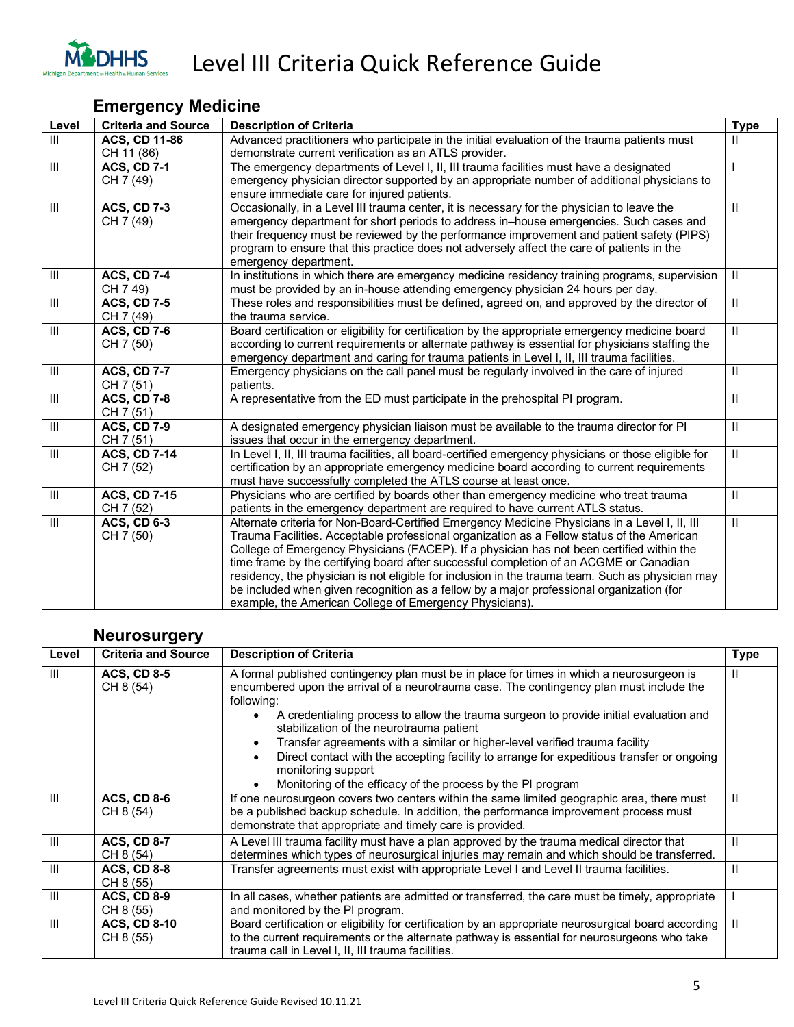# Level III Criteria Quick Reference Guide

## Emergency Medicine

| Level | Criteria and Source | Description of Criteria | Type |
|---|---|---|---|
| III | **ACS, CD 11-86** CH 11 (86) | Advanced practitioners who participate in the initial evaluation of the trauma patients must demonstrate current verification as an ATLS provider. | II |
| III | **ACS, CD 7-1** CH 7 (49) | The emergency departments of Level I, II, III trauma facilities must have a designated emergency physician director supported by an appropriate number of additional physicians to ensure immediate care for injured patients. | I |
| III | **ACS, CD 7-3** CH 7 (49) | Occasionally, in a Level III trauma center, it is necessary for the physician to leave the emergency department for short periods to address in–house emergencies. Such cases and their frequency must be reviewed by the performance improvement and patient safety (PIPS) program to ensure that this practice does not adversely affect the care of patients in the emergency department. | II |
| III | **ACS, CD 7-4** CH 7 49) | In institutions in which there are emergency medicine residency training programs, supervision must be provided by an in-house attending emergency physician 24 hours per day. | II |
| III | **ACS, CD 7-5** CH 7 (49) | These roles and responsibilities must be defined, agreed on, and approved by the director of the trauma service. | II |
| III | **ACS, CD 7-6** CH 7 (50) | Board certification or eligibility for certification by the appropriate emergency medicine board according to current requirements or alternate pathway is essential for physicians staffing the emergency department and caring for trauma patients in Level I, II, III trauma facilities. | II |
| III | **ACS, CD 7-7** CH 7 (51) | Emergency physicians on the call panel must be regularly involved in the care of injured patients. | II |
| III | **ACS, CD 7-8** CH 7 (51) | A representative from the ED must participate in the prehospital PI program. | II |
| III | **ACS, CD 7-9** CH 7 (51) | A designated emergency physician liaison must be available to the trauma director for PI issues that occur in the emergency department. | II |
| III | **ACS, CD 7-14** CH 7 (52) | In Level I, II, III trauma facilities, all board-certified emergency physicians or those eligible for certification by an appropriate emergency medicine board according to current requirements must have successfully completed the ATLS course at least once. | II |
| III | **ACS, CD 7-15** CH 7 (52) | Physicians who are certified by boards other than emergency medicine who treat trauma patients in the emergency department are required to have current ATLS status. | II |
| III | **ACS, CD 6-3** CH 7 (50) | Alternate criteria for Non-Board-Certified Emergency Medicine Physicians in a Level I, II, III Trauma Facilities. Acceptable professional organization as a Fellow status of the American College of Emergency Physicians (FACEP). If a physician has not been certified within the time frame by the certifying board after successful completion of an ACGME or Canadian residency, the physician is not eligible for inclusion in the trauma team. Such as physician may be included when given recognition as a fellow by a major professional organization (for example, the American College of Emergency Physicians). | II |

## Neurosurgery

| Level | Criteria and Source | Description of Criteria | Type |
|---|---|---|---|
| III | **ACS, CD 8-5** CH 8 (54) | A formal published contingency plan must be in place for times in which a neurosurgeon is encumbered upon the arrival of a neurotrauma case. The contingency plan must include the following:<br>• A credentialing process to allow the trauma surgeon to provide initial evaluation and stabilization of the neurotrauma patient<br>• Transfer agreements with a similar or higher-level verified trauma facility<br>• Direct contact with the accepting facility to arrange for expeditious transfer or ongoing monitoring support<br>• Monitoring of the efficacy of the process by the PI program | II |
| III | **ACS, CD 8-6** CH 8 (54) | If one neurosurgeon covers two centers within the same limited geographic area, there must be a published backup schedule. In addition, the performance improvement process must demonstrate that appropriate and timely care is provided. | II |
| III | **ACS, CD 8-7** CH 8 (54) | A Level III trauma facility must have a plan approved by the trauma medical director that determines which types of neurosurgical injuries may remain and which should be transferred. | II |
| III | **ACS, CD 8-8** CH 8 (55) | Transfer agreements must exist with appropriate Level I and Level II trauma facilities. | II |
| III | **ACS, CD 8-9** CH 8 (55) | In all cases, whether patients are admitted or transferred, the care must be timely, appropriate and monitored by the PI program. | I |
| III | **ACS, CD 8-10** CH 8 (55) | Board certification or eligibility for certification by an appropriate neurosurgical board according to the current requirements or the alternate pathway is essential for neurosurgeons who take trauma call in Level I, II, III trauma facilities. | II |

Level III Criteria Quick Reference Guide Revised 10.11.21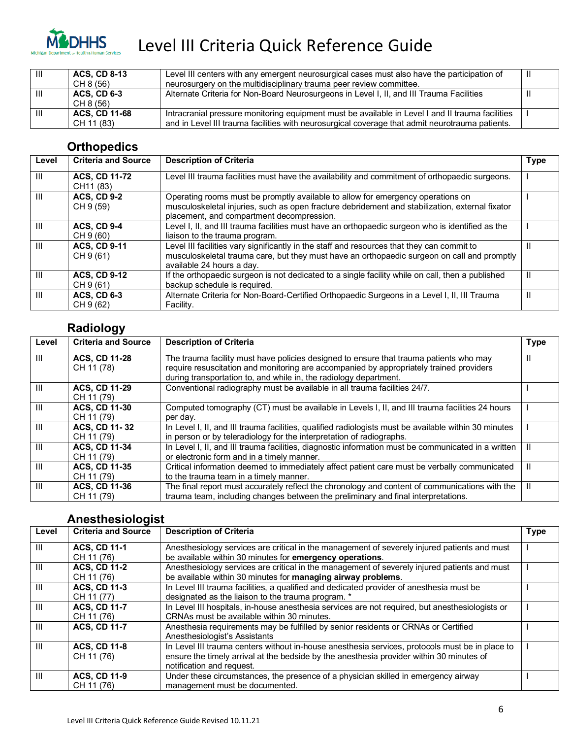# Level III Criteria Quick Reference Guide

| Level | Criteria and Source | Description of Criteria | Type |
|---|---|---|---|
| III | **ACS, CD 8-13** CH 8 (56) | Level III centers with any emergent neurosurgical cases must also have the participation of neurosurgery on the multidisciplinary trauma peer review committee. | II |
| III | **ACS, CD 6-3** CH 8 (56) | Alternate Criteria for Non-Board Neurosurgeons in Level I, II, and III Trauma Facilities | II |
| III | **ACS, CD 11-68** CH 11 (83) | Intracranial pressure monitoring equipment must be available in Level I and II trauma facilities and in Level III trauma facilities with neurosurgical coverage that admit neurotrauma patients. | I |

## Orthopedics

| Level | Criteria and Source | Description of Criteria | Type |
|---|---|---|---|
| III | **ACS, CD 11-72** CH11 (83) | Level III trauma facilities must have the availability and commitment of orthopaedic surgeons. | I |
| III | **ACS, CD 9-2** CH 9 (59) | Operating rooms must be promptly available to allow for emergency operations on musculoskeletal injuries, such as open fracture debridement and stabilization, external fixator placement, and compartment decompression. | I |
| III | **ACS, CD 9-4** CH 9 (60) | Level I, II, and III trauma facilities must have an orthopaedic surgeon who is identified as the liaison to the trauma program. | I |
| III | **ACS, CD 9-11** CH 9 (61) | Level III facilities vary significantly in the staff and resources that they can commit to musculoskeletal trauma care, but they must have an orthopaedic surgeon on call and promptly available 24 hours a day. | II |
| III | **ACS, CD 9-12** CH 9 (61) | If the orthopaedic surgeon is not dedicated to a single facility while on call, then a published backup schedule is required. | II |
| III | **ACS, CD 6-3** CH 9 (62) | Alternate Criteria for Non-Board-Certified Orthopaedic Surgeons in a Level I, II, III Trauma Facility. | II |

## Radiology

| Level | Criteria and Source | Description of Criteria | Type |
|---|---|---|---|
| III | **ACS, CD 11-28** CH 11 (78) | The trauma facility must have policies designed to ensure that trauma patients who may require resuscitation and monitoring are accompanied by appropriately trained providers during transportation to, and while in, the radiology department. | II |
| III | **ACS, CD 11-29** CH 11 (79) | Conventional radiography must be available in all trauma facilities 24/7. | I |
| III | **ACS, CD 11-30** CH 11 (79) | Computed tomography (CT) must be available in Levels I, II, and III trauma facilities 24 hours per day. | I |
| III | **ACS, CD 11- 32** CH 11 (79) | In Level I, II, and III trauma facilities, qualified radiologists must be available within 30 minutes in person or by teleradiology for the interpretation of radiographs. | I |
| III | **ACS, CD 11-34** CH 11 (79) | In Level I, II, and III trauma facilities, diagnostic information must be communicated in a written or electronic form and in a timely manner. | II |
| III | **ACS, CD 11-35** CH 11 (79) | Critical information deemed to immediately affect patient care must be verbally communicated to the trauma team in a timely manner. | II |
| III | **ACS, CD 11-36** CH 11 (79) | The final report must accurately reflect the chronology and content of communications with the trauma team, including changes between the preliminary and final interpretations. | II |

## Anesthesiologist

| Level | Criteria and Source | Description of Criteria | Type |
|---|---|---|---|
| III | **ACS, CD 11-1** CH 11 (76) | Anesthesiology services are critical in the management of severely injured patients and must be available within 30 minutes for **emergency operations**. | I |
| III | **ACS, CD 11-2** CH 11 (76) | Anesthesiology services are critical in the management of severely injured patients and must be available within 30 minutes for **managing airway problems**. | I |
| III | **ACS, CD 11-3** CH 11 (77) | In Level III trauma facilities, a qualified and dedicated provider of anesthesia must be designated as the liaison to the trauma program. * | I |
| III | **ACS, CD 11-7** CH 11 (76) | In Level III hospitals, in-house anesthesia services are not required, but anesthesiologists or CRNAs must be available within 30 minutes. | I |
| III | **ACS, CD 11-7** | Anesthesia requirements may be fulfilled by senior residents or CRNAs or Certified Anesthesiologist's Assistants | I |
| III | **ACS, CD 11-8** CH 11 (76) | In Level III trauma centers without in-house anesthesia services, protocols must be in place to ensure the timely arrival at the bedside by the anesthesia provider within 30 minutes of notification and request. | I |
| III | **ACS, CD 11-9** CH 11 (76) | Under these circumstances, the presence of a physician skilled in emergency airway management must be documented. | I |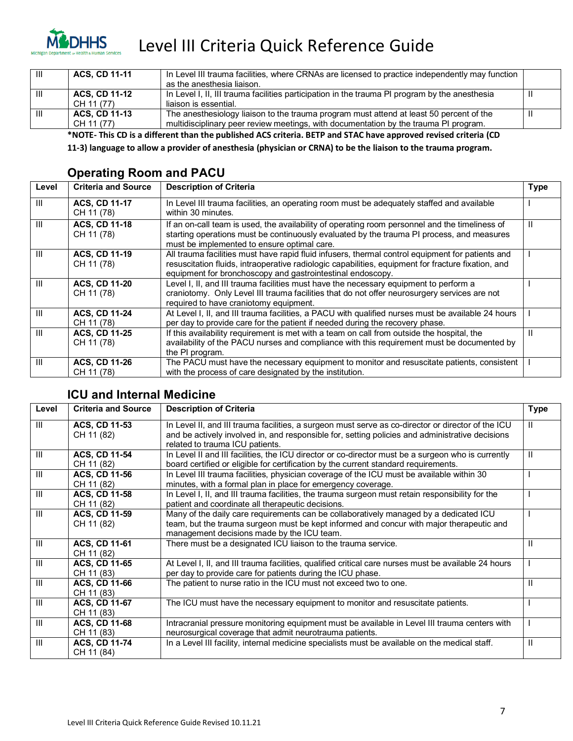| Level | Criteria and Source | Description of Criteria | Type |
|---|---|---|---|
| III | **ACS, CD 11-11** | In Level III trauma facilities, where CRNAs are licensed to practice independently may function as the anesthesia liaison. | |
| III | **ACS, CD 11-12** CH 11 (77) | In Level I, II, III trauma facilities participation in the trauma PI program by the anesthesia liaison is essential. | II |
| III | **ACS, CD 11-13** CH 11 (77) | The anesthesiology liaison to the trauma program must attend at least 50 percent of the multidisciplinary peer review meetings, with documentation by the trauma PI program. | II |

***NOTE- This CD is a different than the published ACS criteria. BETP and STAC have approved revised criteria (CD 11-3) language to allow a provider of anesthesia (physician or CRNA) to be the liaison to the trauma program.**

## Operating Room and PACU

| Level | Criteria and Source | Description of Criteria | Type |
|---|---|---|---|
| III | **ACS, CD 11-17** CH 11 (78) | In Level III trauma facilities, an operating room must be adequately staffed and available within 30 minutes. | I |
| III | **ACS, CD 11-18** CH 11 (78) | If an on-call team is used, the availability of operating room personnel and the timeliness of starting operations must be continuously evaluated by the trauma PI process, and measures must be implemented to ensure optimal care. | II |
| III | **ACS, CD 11-19** CH 11 (78) | All trauma facilities must have rapid fluid infusers, thermal control equipment for patients and resuscitation fluids, intraoperative radiologic capabilities, equipment for fracture fixation, and equipment for bronchoscopy and gastrointestinal endoscopy. | I |
| III | **ACS, CD 11-20** CH 11 (78) | Level I, II, and III trauma facilities must have the necessary equipment to perform a craniotomy. Only Level III trauma facilities that do not offer neurosurgery services are not required to have craniotomy equipment. | I |
| III | **ACS, CD 11-24** CH 11 (78) | At Level I, II, and III trauma facilities, a PACU with qualified nurses must be available 24 hours per day to provide care for the patient if needed during the recovery phase. | I |
| III | **ACS, CD 11-25** CH 11 (78) | If this availability requirement is met with a team on call from outside the hospital, the availability of the PACU nurses and compliance with this requirement must be documented by the PI program. | II |
| III | **ACS, CD 11-26** CH 11 (78) | The PACU must have the necessary equipment to monitor and resuscitate patients, consistent with the process of care designated by the institution. | I |

## ICU and Internal Medicine

| Level | Criteria and Source | Description of Criteria | Type |
|---|---|---|---|
| III | **ACS, CD 11-53** CH 11 (82) | In Level II, and III trauma facilities, a surgeon must serve as co-director or director of the ICU and be actively involved in, and responsible for, setting policies and administrative decisions related to trauma ICU patients. | II |
| III | **ACS, CD 11-54** CH 11 (82) | In Level II and III facilities, the ICU director or co-director must be a surgeon who is currently board certified or eligible for certification by the current standard requirements. | II |
| III | **ACS, CD 11-56** CH 11 (82) | In Level III trauma facilities, physician coverage of the ICU must be available within 30 minutes, with a formal plan in place for emergency coverage. | I |
| III | **ACS, CD 11-58** CH 11 (82) | In Level I, II, and III trauma facilities, the trauma surgeon must retain responsibility for the patient and coordinate all therapeutic decisions. | I |
| III | **ACS, CD 11-59** CH 11 (82) | Many of the daily care requirements can be collaboratively managed by a dedicated ICU team, but the trauma surgeon must be kept informed and concur with major therapeutic and management decisions made by the ICU team. | I |
| III | **ACS, CD 11-61** CH 11 (82) | There must be a designated ICU liaison to the trauma service. | II |
| III | **ACS, CD 11-65** CH 11 (83) | At Level I, II, and III trauma facilities, qualified critical care nurses must be available 24 hours per day to provide care for patients during the ICU phase. | I |
| III | **ACS, CD 11-66** CH 11 (83) | The patient to nurse ratio in the ICU must not exceed two to one. | II |
| III | **ACS, CD 11-67** CH 11 (83) | The ICU must have the necessary equipment to monitor and resuscitate patients. | I |
| III | **ACS, CD 11-68** CH 11 (83) | Intracranial pressure monitoring equipment must be available in Level III trauma centers with neurosurgical coverage that admit neurotrauma patients. | I |
| III | **ACS, CD 11-74** CH 11 (84) | In a Level III facility, internal medicine specialists must be available on the medical staff. | II |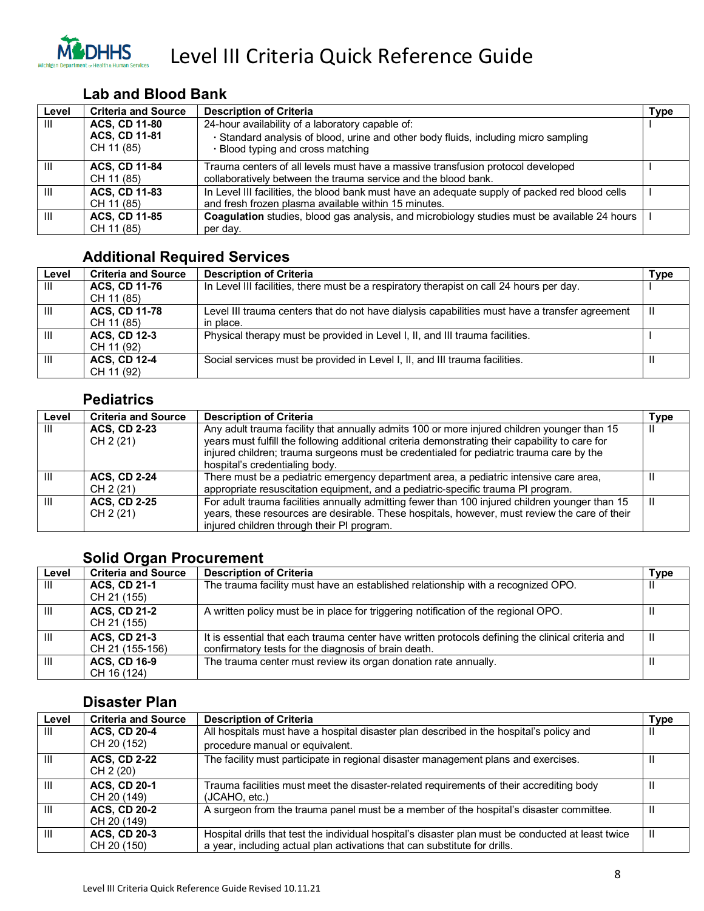# Level III Criteria Quick Reference Guide

## Lab and Blood Bank

| Level | Criteria and Source | Description of Criteria | Type |
|---|---|---|---|
| III | **ACS, CD 11-80**<br>**ACS, CD 11-81**<br>CH 11 (85) | 24-hour availability of a laboratory capable of:<br>· Standard analysis of blood, urine and other body fluids, including micro sampling<br>· Blood typing and cross matching | I |
| III | **ACS, CD 11-84**<br>CH 11 (85) | Trauma centers of all levels must have a massive transfusion protocol developed collaboratively between the trauma service and the blood bank. | I |
| III | **ACS, CD 11-83**<br>CH 11 (85) | In Level III facilities, the blood bank must have an adequate supply of packed red blood cells and fresh frozen plasma available within 15 minutes. | I |
| III | **ACS, CD 11-85**<br>CH 11 (85) | **Coagulation** studies, blood gas analysis, and microbiology studies must be available 24 hours per day. | I |

## Additional Required Services

| Level | Criteria and Source | Description of Criteria | Type |
|---|---|---|---|
| III | **ACS, CD 11-76**<br>CH 11 (85) | In Level III facilities, there must be a respiratory therapist on call 24 hours per day. | I |
| III | **ACS, CD 11-78**<br>CH 11 (85) | Level III trauma centers that do not have dialysis capabilities must have a transfer agreement in place. | II |
| III | **ACS, CD 12-3**<br>CH 11 (92) | Physical therapy must be provided in Level I, II, and III trauma facilities. | I |
| III | **ACS, CD 12-4**<br>CH 11 (92) | Social services must be provided in Level I, II, and III trauma facilities. | II |

## Pediatrics

| Level | Criteria and Source | Description of Criteria | Type |
|---|---|---|---|
| III | **ACS, CD 2-23**<br>CH 2 (21) | Any adult trauma facility that annually admits 100 or more injured children younger than 15 years must fulfill the following additional criteria demonstrating their capability to care for injured children; trauma surgeons must be credentialed for pediatric trauma care by the hospital's credentialing body. | II |
| III | **ACS, CD 2-24**<br>CH 2 (21) | There must be a pediatric emergency department area, a pediatric intensive care area, appropriate resuscitation equipment, and a pediatric-specific trauma PI program. | II |
| III | **ACS, CD 2-25**<br>CH 2 (21) | For adult trauma facilities annually admitting fewer than 100 injured children younger than 15 years, these resources are desirable. These hospitals, however, must review the care of their injured children through their PI program. | II |

## Solid Organ Procurement

| Level | Criteria and Source | Description of Criteria | Type |
|---|---|---|---|
| III | **ACS, CD 21-1**<br>CH 21 (155) | The trauma facility must have an established relationship with a recognized OPO. | II |
| III | **ACS, CD 21-2**<br>CH 21 (155) | A written policy must be in place for triggering notification of the regional OPO. | II |
| III | **ACS, CD 21-3**<br>CH 21 (155-156) | It is essential that each trauma center have written protocols defining the clinical criteria and confirmatory tests for the diagnosis of brain death. | II |
| III | **ACS, CD 16-9**<br>CH 16 (124) | The trauma center must review its organ donation rate annually. | II |

## Disaster Plan

| Level | Criteria and Source | Description of Criteria | Type |
|---|---|---|---|
| III | **ACS, CD 20-4**<br>CH 20 (152) | All hospitals must have a hospital disaster plan described in the hospital's policy and procedure manual or equivalent. | II |
| III | **ACS, CD 2-22**<br>CH 2 (20) | The facility must participate in regional disaster management plans and exercises. | II |
| III | **ACS, CD 20-1**<br>CH 20 (149) | Trauma facilities must meet the disaster-related requirements of their accrediting body (JCAHO, etc.) | II |
| III | **ACS, CD 20-2**<br>CH 20 (149) | A surgeon from the trauma panel must be a member of the hospital's disaster committee. | II |
| III | **ACS, CD 20-3**<br>CH 20 (150) | Hospital drills that test the individual hospital's disaster plan must be conducted at least twice a year, including actual plan activations that can substitute for drills. | II |

Level III Criteria Quick Reference Guide Revised 10.11.21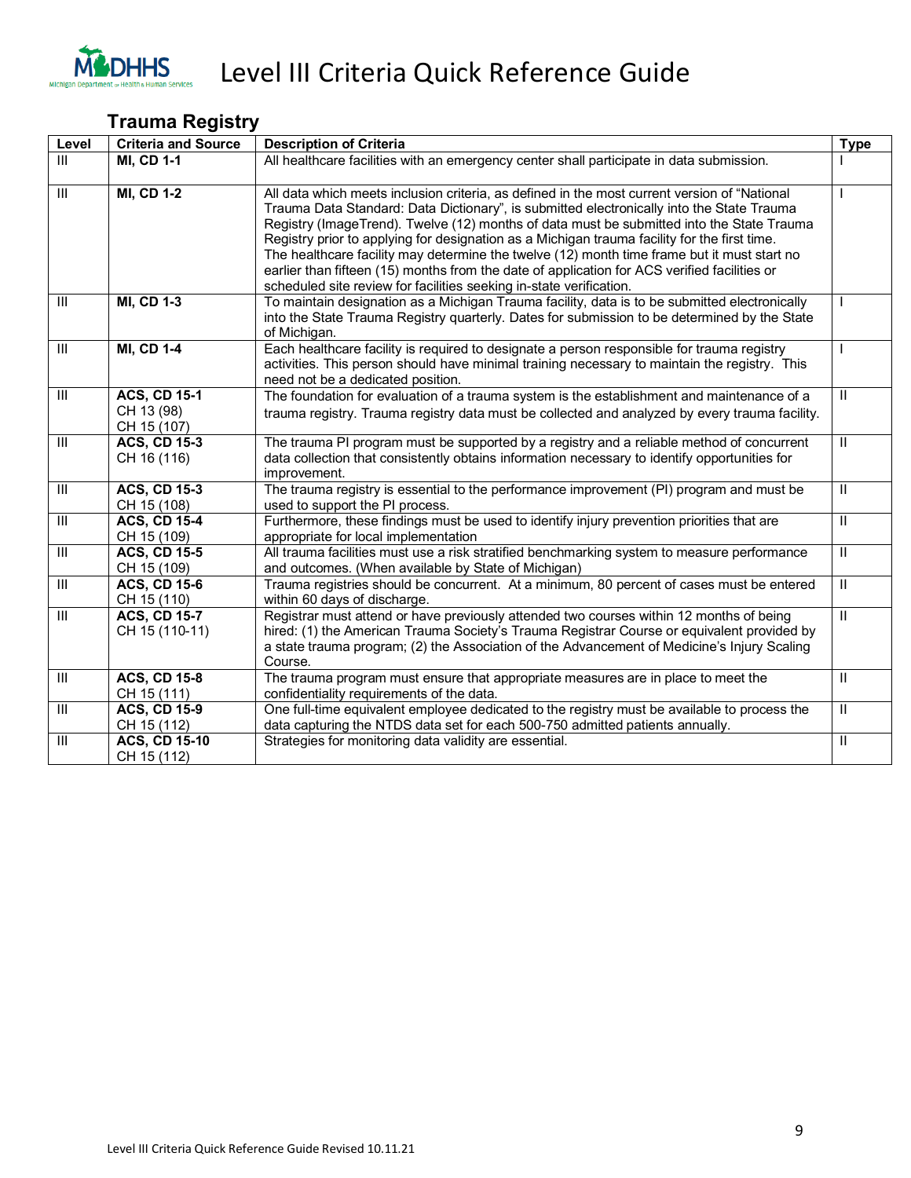# Level III Criteria Quick Reference Guide

## Trauma Registry

| Level | Criteria and Source | Description of Criteria | Type |
|---|---|---|---|
| III | **MI, CD 1-1** | All healthcare facilities with an emergency center shall participate in data submission. | I |
| III | **MI, CD 1-2** | All data which meets inclusion criteria, as defined in the most current version of "National Trauma Data Standard: Data Dictionary", is submitted electronically into the State Trauma Registry (ImageTrend). Twelve (12) months of data must be submitted into the State Trauma Registry prior to applying for designation as a Michigan trauma facility for the first time. The healthcare facility may determine the twelve (12) month time frame but it must start no earlier than fifteen (15) months from the date of application for ACS verified facilities or scheduled site review for facilities seeking in-state verification. | I |
| III | **MI, CD 1-3** | To maintain designation as a Michigan Trauma facility, data is to be submitted electronically into the State Trauma Registry quarterly. Dates for submission to be determined by the State of Michigan. | I |
| III | **MI, CD 1-4** | Each healthcare facility is required to designate a person responsible for trauma registry activities. This person should have minimal training necessary to maintain the registry. This need not be a dedicated position. | I |
| III | **ACS, CD 15-1** CH 13 (98) CH 15 (107) | The foundation for evaluation of a trauma system is the establishment and maintenance of a trauma registry. Trauma registry data must be collected and analyzed by every trauma facility. | II |
| III | **ACS, CD 15-3** CH 16 (116) | The trauma PI program must be supported by a registry and a reliable method of concurrent data collection that consistently obtains information necessary to identify opportunities for improvement. | II |
| III | **ACS, CD 15-3** CH 15 (108) | The trauma registry is essential to the performance improvement (PI) program and must be used to support the PI process. | II |
| III | **ACS, CD 15-4** CH 15 (109) | Furthermore, these findings must be used to identify injury prevention priorities that are appropriate for local implementation | II |
| III | **ACS, CD 15-5** CH 15 (109) | All trauma facilities must use a risk stratified benchmarking system to measure performance and outcomes. (When available by State of Michigan) | II |
| III | **ACS, CD 15-6** CH 15 (110) | Trauma registries should be concurrent. At a minimum, 80 percent of cases must be entered within 60 days of discharge. | II |
| III | **ACS, CD 15-7** CH 15 (110-11) | Registrar must attend or have previously attended two courses within 12 months of being hired: (1) the American Trauma Society's Trauma Registrar Course or equivalent provided by a state trauma program; (2) the Association of the Advancement of Medicine's Injury Scaling Course. | II |
| III | **ACS, CD 15-8** CH 15 (111) | The trauma program must ensure that appropriate measures are in place to meet the confidentiality requirements of the data. | II |
| III | **ACS, CD 15-9** CH 15 (112) | One full-time equivalent employee dedicated to the registry must be available to process the data capturing the NTDS data set for each 500-750 admitted patients annually. | II |
| III | **ACS, CD 15-10** CH 15 (112) | Strategies for monitoring data validity are essential. | II |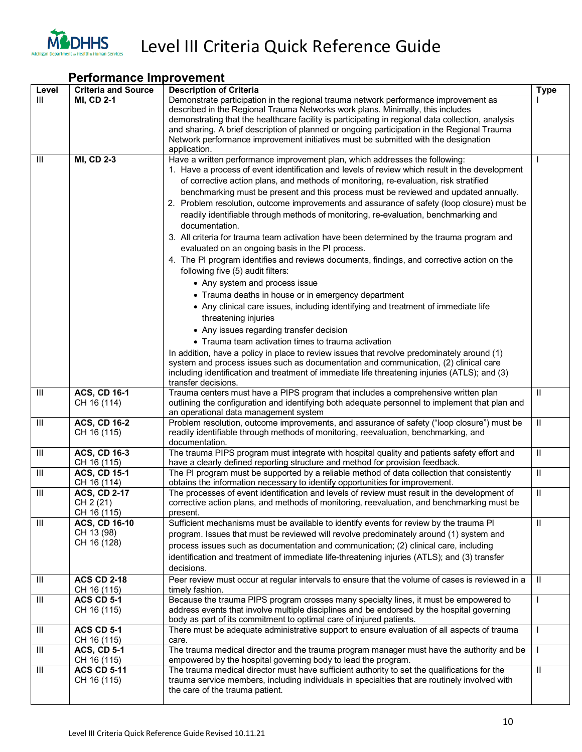# Level III Criteria Quick Reference Guide

## Performance Improvement

| Level | Criteria and Source | Description of Criteria | Type |
|---|---|---|---|
| III | **MI, CD 2-1** | Demonstrate participation in the regional trauma network performance improvement as described in the Regional Trauma Networks work plans. Minimally, this includes demonstrating that the healthcare facility is participating in regional data collection, analysis and sharing. A brief description of planned or ongoing participation in the Regional Trauma Network performance improvement initiatives must be submitted with the designation application. | I |
| III | **MI, CD 2-3** | Have a written performance improvement plan, which addresses the following:<br>1. Have a process of event identification and levels of review which result in the development of corrective action plans, and methods of monitoring, re-evaluation, risk stratified benchmarking must be present and this process must be reviewed and updated annually.<br>2. Problem resolution, outcome improvements and assurance of safety (loop closure) must be readily identifiable through methods of monitoring, re-evaluation, benchmarking and documentation.<br>3. All criteria for trauma team activation have been determined by the trauma program and evaluated on an ongoing basis in the PI process.<br>4. The PI program identifies and reviews documents, findings, and corrective action on the following five (5) audit filters:<br>• Any system and process issue<br>• Trauma deaths in house or in emergency department<br>• Any clinical care issues, including identifying and treatment of immediate life threatening injuries<br>• Any issues regarding transfer decision<br>• Trauma team activation times to trauma activation<br>In addition, have a policy in place to review issues that revolve predominately around (1) system and process issues such as documentation and communication, (2) clinical care including identification and treatment of immediate life threatening injuries (ATLS); and (3) transfer decisions. | I |
| III | **ACS, CD 16-1**<br>CH 16 (114) | Trauma centers must have a PIPS program that includes a comprehensive written plan outlining the configuration and identifying both adequate personnel to implement that plan and an operational data management system | II |
| III | **ACS, CD 16-2**<br>CH 16 (115) | Problem resolution, outcome improvements, and assurance of safety ("loop closure") must be readily identifiable through methods of monitoring, reevaluation, benchmarking, and documentation. | II |
| III | **ACS, CD 16-3**<br>CH 16 (115) | The trauma PIPS program must integrate with hospital quality and patients safety effort and have a clearly defined reporting structure and method for provision feedback. | II |
| III | **ACS, CD 15-1**<br>CH 16 (114) | The PI program must be supported by a reliable method of data collection that consistently obtains the information necessary to identify opportunities for improvement. | II |
| III | **ACS, CD 2-17**<br>CH 2 (21)<br>CH 16 (115) | The processes of event identification and levels of review must result in the development of corrective action plans, and methods of monitoring, reevaluation, and benchmarking must be present. | II |
| III | **ACS, CD 16-10**<br>CH 13 (98)<br>CH 16 (128) | Sufficient mechanisms must be available to identify events for review by the trauma PI program. Issues that must be reviewed will revolve predominately around (1) system and process issues such as documentation and communication; (2) clinical care, including identification and treatment of immediate life-threatening injuries (ATLS); and (3) transfer decisions. | II |
| III | **ACS CD 2-18**<br>CH 16 (115) | Peer review must occur at regular intervals to ensure that the volume of cases is reviewed in a timely fashion. | II |
| III | **ACS CD 5-1**<br>CH 16 (115) | Because the trauma PIPS program crosses many specialty lines, it must be empowered to address events that involve multiple disciplines and be endorsed by the hospital governing body as part of its commitment to optimal care of injured patients. | I |
| III | **ACS CD 5-1**<br>CH 16 (115) | There must be adequate administrative support to ensure evaluation of all aspects of trauma care. | I |
| III | **ACS, CD 5-1**<br>CH 16 (115) | The trauma medical director and the trauma program manager must have the authority and be empowered by the hospital governing body to lead the program. | I |
| III | **ACS CD 5-11**<br>CH 16 (115) | The trauma medical director must have sufficient authority to set the qualifications for the trauma service members, including individuals in specialties that are routinely involved with the care of the trauma patient. | II |

Level III Criteria Quick Reference Guide Revised 10.11.21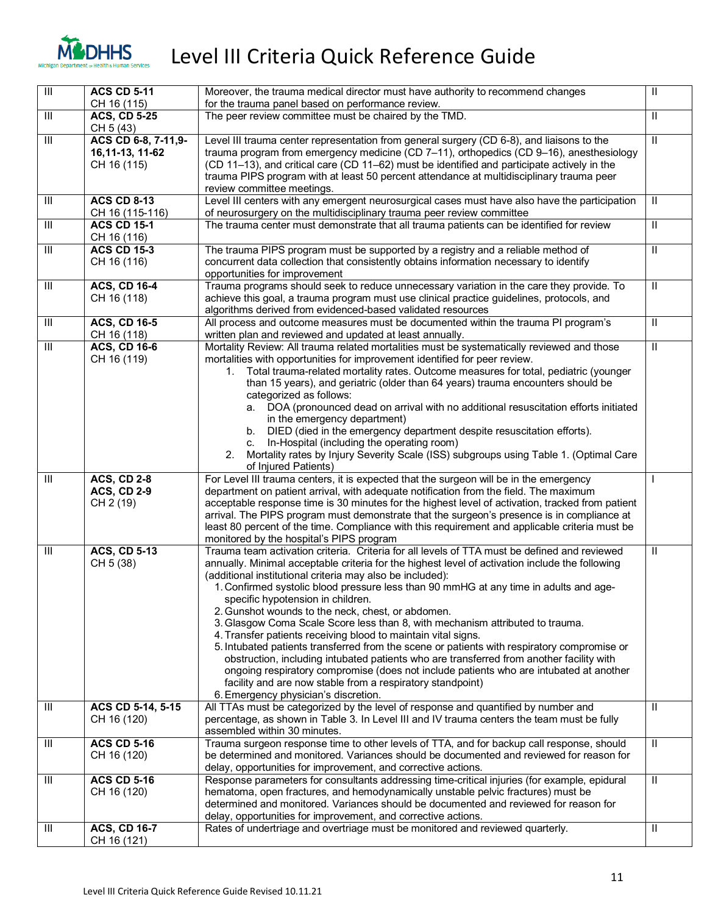# Level III Criteria Quick Reference Guide

| | | | |
|---|---|---|---|
| III | **ACS CD 5-11** CH 16 (115) | Moreover, the trauma medical director must have authority to recommend changes for the trauma panel based on performance review. | II |
| III | **ACS, CD 5-25** CH 5 (43) | The peer review committee must be chaired by the TMD. | II |
| III | **ACS CD 6-8, 7-11,9-16,11-13, 11-62** CH 16 (115) | Level III trauma center representation from general surgery (CD 6-8), and liaisons to the trauma program from emergency medicine (CD 7–11), orthopedics (CD 9–16), anesthesiology (CD 11–13), and critical care (CD 11–62) must be identified and participate actively in the trauma PIPS program with at least 50 percent attendance at multidisciplinary trauma peer review committee meetings. | II |
| III | **ACS CD 8-13** CH 16 (115-116) | Level III centers with any emergent neurosurgical cases must have also have the participation of neurosurgery on the multidisciplinary trauma peer review committee | II |
| III | **ACS CD 15-1** CH 16 (116) | The trauma center must demonstrate that all trauma patients can be identified for review | II |
| III | **ACS CD 15-3** CH 16 (116) | The trauma PIPS program must be supported by a registry and a reliable method of concurrent data collection that consistently obtains information necessary to identify opportunities for improvement | II |
| III | **ACS, CD 16-4** CH 16 (118) | Trauma programs should seek to reduce unnecessary variation in the care they provide. To achieve this goal, a trauma program must use clinical practice guidelines, protocols, and algorithms derived from evidenced-based validated resources | II |
| III | **ACS, CD 16-5** CH 16 (118) | All process and outcome measures must be documented within the trauma PI program's written plan and reviewed and updated at least annually. | II |
| III | **ACS, CD 16-6** CH 16 (119) | Mortality Review: All trauma related mortalities must be systematically reviewed and those mortalities with opportunities for improvement identified for peer review.<br>1. Total trauma-related mortality rates. Outcome measures for total, pediatric (younger than 15 years), and geriatric (older than 64 years) trauma encounters should be categorized as follows:<br>a. DOA (pronounced dead on arrival with no additional resuscitation efforts initiated in the emergency department)<br>b. DIED (died in the emergency department despite resuscitation efforts).<br>c. In-Hospital (including the operating room)<br>2. Mortality rates by Injury Severity Scale (ISS) subgroups using Table 1. (Optimal Care of Injured Patients) | II |
| III | **ACS, CD 2-8** **ACS, CD 2-9** CH 2 (19) | For Level III trauma centers, it is expected that the surgeon will be in the emergency department on patient arrival, with adequate notification from the field. The maximum acceptable response time is 30 minutes for the highest level of activation, tracked from patient arrival. The PIPS program must demonstrate that the surgeon's presence is in compliance at least 80 percent of the time. Compliance with this requirement and applicable criteria must be monitored by the hospital's PIPS program | I |
| III | **ACS, CD 5-13** CH 5 (38) | Trauma team activation criteria. Criteria for all levels of TTA must be defined and reviewed annually. Minimal acceptable criteria for the highest level of activation include the following (additional institutional criteria may also be included):<br>1. Confirmed systolic blood pressure less than 90 mmHG at any time in adults and age-specific hypotension in children.<br>2. Gunshot wounds to the neck, chest, or abdomen.<br>3. Glasgow Coma Scale Score less than 8, with mechanism attributed to trauma.<br>4. Transfer patients receiving blood to maintain vital signs.<br>5. Intubated patients transferred from the scene or patients with respiratory compromise or obstruction, including intubated patients who are transferred from another facility with ongoing respiratory compromise (does not include patients who are intubated at another facility and are now stable from a respiratory standpoint)<br>6. Emergency physician's discretion. | II |
| III | **ACS CD 5-14, 5-15** CH 16 (120) | All TTAs must be categorized by the level of response and quantified by number and percentage, as shown in Table 3. In Level III and IV trauma centers the team must be fully assembled within 30 minutes. | II |
| III | **ACS CD 5-16** CH 16 (120) | Trauma surgeon response time to other levels of TTA, and for backup call response, should be determined and monitored. Variances should be documented and reviewed for reason for delay, opportunities for improvement, and corrective actions. | II |
| III | **ACS CD 5-16** CH 16 (120) | Response parameters for consultants addressing time-critical injuries (for example, epidural hematoma, open fractures, and hemodynamically unstable pelvic fractures) must be determined and monitored. Variances should be documented and reviewed for reason for delay, opportunities for improvement, and corrective actions. | II |
| III | **ACS, CD 16-7** CH 16 (121) | Rates of undertriage and overtriage must be monitored and reviewed quarterly. | II |

Level III Criteria Quick Reference Guide Revised 10.11.21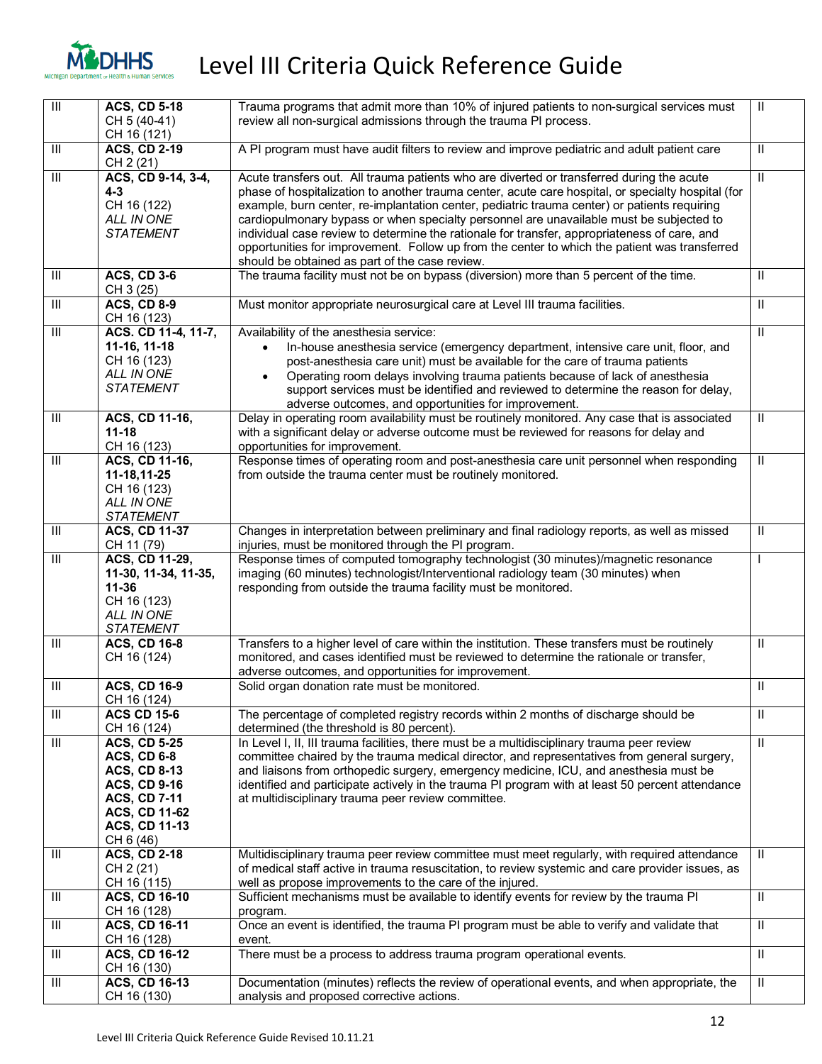# Level III Criteria Quick Reference Guide

| | | | |
|---|---|---|---|
| III | **ACS, CD 5-18**<br>CH 5 (40-41)<br>CH 16 (121) | Trauma programs that admit more than 10% of injured patients to non-surgical services must review all non-surgical admissions through the trauma PI process. | II |
| III | **ACS, CD 2-19**<br>CH 2 (21) | A PI program must have audit filters to review and improve pediatric and adult patient care | II |
| III | **ACS, CD 9-14, 3-4, 4-3**<br>CH 16 (122)<br>*ALL IN ONE STATEMENT* | Acute transfers out. All trauma patients who are diverted or transferred during the acute phase of hospitalization to another trauma center, acute care hospital, or specialty hospital (for example, burn center, re-implantation center, pediatric trauma center) or patients requiring cardiopulmonary bypass or when specialty personnel are unavailable must be subjected to individual case review to determine the rationale for transfer, appropriateness of care, and opportunities for improvement. Follow up from the center to which the patient was transferred should be obtained as part of the case review. | II |
| III | **ACS, CD 3-6**<br>CH 3 (25) | The trauma facility must not be on bypass (diversion) more than 5 percent of the time. | II |
| III | **ACS, CD 8-9**<br>CH 16 (123) | Must monitor appropriate neurosurgical care at Level III trauma facilities. | II |
| III | **ACS. CD 11-4, 11-7, 11-16, 11-18**<br>CH 16 (123)<br>*ALL IN ONE STATEMENT* | Availability of the anesthesia service:<br>• In-house anesthesia service (emergency department, intensive care unit, floor, and post-anesthesia care unit) must be available for the care of trauma patients<br>• Operating room delays involving trauma patients because of lack of anesthesia support services must be identified and reviewed to determine the reason for delay, adverse outcomes, and opportunities for improvement. | II |
| III | **ACS, CD 11-16, 11-18**<br>CH 16 (123) | Delay in operating room availability must be routinely monitored. Any case that is associated with a significant delay or adverse outcome must be reviewed for reasons for delay and opportunities for improvement. | II |
| III | **ACS, CD 11-16, 11-18,11-25**<br>CH 16 (123)<br>*ALL IN ONE STATEMENT* | Response times of operating room and post-anesthesia care unit personnel when responding from outside the trauma center must be routinely monitored. | II |
| III | **ACS, CD 11-37**<br>CH 11 (79) | Changes in interpretation between preliminary and final radiology reports, as well as missed injuries, must be monitored through the PI program. | II |
| III | **ACS, CD 11-29, 11-30, 11-34, 11-35, 11-36**<br>CH 16 (123)<br>*ALL IN ONE STATEMENT* | Response times of computed tomography technologist (30 minutes)/magnetic resonance imaging (60 minutes) technologist/Interventional radiology team (30 minutes) when responding from outside the trauma facility must be monitored. | I |
| III | **ACS, CD 16-8**<br>CH 16 (124) | Transfers to a higher level of care within the institution. These transfers must be routinely monitored, and cases identified must be reviewed to determine the rationale or transfer, adverse outcomes, and opportunities for improvement. | II |
| III | **ACS, CD 16-9**<br>CH 16 (124) | Solid organ donation rate must be monitored. | II |
| III | **ACS CD 15-6**<br>CH 16 (124) | The percentage of completed registry records within 2 months of discharge should be determined (the threshold is 80 percent). | II |
| III | **ACS, CD 5-25**<br>**ACS, CD 6-8**<br>**ACS, CD 8-13**<br>**ACS, CD 9-16**<br>**ACS, CD 7-11**<br>**ACS, CD 11-62**<br>**ACS, CD 11-13**<br>CH 6 (46) | In Level I, II, III trauma facilities, there must be a multidisciplinary trauma peer review committee chaired by the trauma medical director, and representatives from general surgery, and liaisons from orthopedic surgery, emergency medicine, ICU, and anesthesia must be identified and participate actively in the trauma PI program with at least 50 percent attendance at multidisciplinary trauma peer review committee. | II |
| III | **ACS, CD 2-18**<br>CH 2 (21)<br>CH 16 (115) | Multidisciplinary trauma peer review committee must meet regularly, with required attendance of medical staff active in trauma resuscitation, to review systemic and care provider issues, as well as propose improvements to the care of the injured. | II |
| III | **ACS, CD 16-10**<br>CH 16 (128) | Sufficient mechanisms must be available to identify events for review by the trauma PI program. | II |
| III | **ACS, CD 16-11**<br>CH 16 (128) | Once an event is identified, the trauma PI program must be able to verify and validate that event. | II |
| III | **ACS, CD 16-12**<br>CH 16 (130) | There must be a process to address trauma program operational events. | II |
| III | **ACS, CD 16-13**<br>CH 16 (130) | Documentation (minutes) reflects the review of operational events, and when appropriate, the analysis and proposed corrective actions. | II |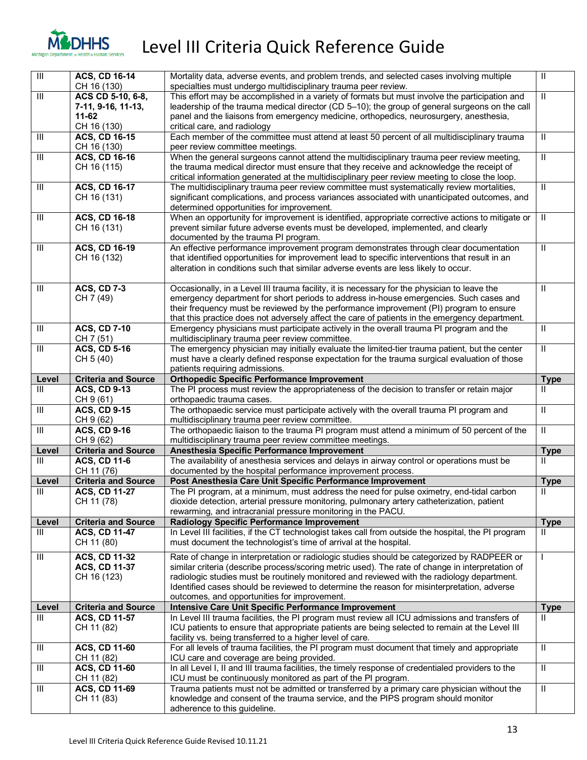# Level III Criteria Quick Reference Guide

| | | | |
|---|---|---|---|
| III | **ACS, CD 16-14** CH 16 (130) | Mortality data, adverse events, and problem trends, and selected cases involving multiple specialties must undergo multidisciplinary trauma peer review. | II |
| III | **ACS CD 5-10, 6-8, 7-11, 9-16, 11-13, 11-62** CH 16 (130) | This effort may be accomplished in a variety of formats but must involve the participation and leadership of the trauma medical director (CD 5–10); the group of general surgeons on the call panel and the liaisons from emergency medicine, orthopedics, neurosurgery, anesthesia, critical care, and radiology | II |
| III | **ACS, CD 16-15** CH 16 (130) | Each member of the committee must attend at least 50 percent of all multidisciplinary trauma peer review committee meetings. | II |
| III | **ACS, CD 16-16** CH 16 (115) | When the general surgeons cannot attend the multidisciplinary trauma peer review meeting, the trauma medical director must ensure that they receive and acknowledge the receipt of critical information generated at the multidisciplinary peer review meeting to close the loop. | II |
| III | **ACS, CD 16-17** CH 16 (131) | The multidisciplinary trauma peer review committee must systematically review mortalities, significant complications, and process variances associated with unanticipated outcomes, and determined opportunities for improvement. | II |
| III | **ACS, CD 16-18** CH 16 (131) | When an opportunity for improvement is identified, appropriate corrective actions to mitigate or prevent similar future adverse events must be developed, implemented, and clearly documented by the trauma PI program. | II |
| III | **ACS, CD 16-19** CH 16 (132) | An effective performance improvement program demonstrates through clear documentation that identified opportunities for improvement lead to specific interventions that result in an alteration in conditions such that similar adverse events are less likely to occur. | II |
| III | **ACS, CD 7-3** CH 7 (49) | Occasionally, in a Level III trauma facility, it is necessary for the physician to leave the emergency department for short periods to address in-house emergencies. Such cases and their frequency must be reviewed by the performance improvement (PI) program to ensure that this practice does not adversely affect the care of patients in the emergency department. | II |
| III | **ACS, CD 7-10** CH 7 (51) | Emergency physicians must participate actively in the overall trauma PI program and the multidisciplinary trauma peer review committee. | II |
| III | **ACS, CD 5-16** CH 5 (40) | The emergency physician may initially evaluate the limited-tier trauma patient, but the center must have a clearly defined response expectation for the trauma surgical evaluation of those patients requiring admissions. | II |
| **Level** | **Criteria and Source** | **Orthopedic Specific Performance Improvement** | **Type** |
| III | **ACS, CD 9-13** CH 9 (61) | The PI process must review the appropriateness of the decision to transfer or retain major orthopaedic trauma cases. | II |
| III | **ACS, CD 9-15** CH 9 (62) | The orthopaedic service must participate actively with the overall trauma PI program and multidisciplinary trauma peer review committee. | II |
| III | **ACS, CD 9-16** CH 9 (62) | The orthopaedic liaison to the trauma PI program must attend a minimum of 50 percent of the multidisciplinary trauma peer review committee meetings. | II |
| **Level** | **Criteria and Source** | **Anesthesia Specific Performance Improvement** | **Type** |
| III | **ACS, CD 11-6** CH 11 (76) | The availability of anesthesia services and delays in airway control or operations must be documented by the hospital performance improvement process. | II |
| **Level** | **Criteria and Source** | **Post Anesthesia Care Unit Specific Performance Improvement** | **Type** |
| III | **ACS, CD 11-27** CH 11 (78) | The PI program, at a minimum, must address the need for pulse oximetry, end-tidal carbon dioxide detection, arterial pressure monitoring, pulmonary artery catheterization, patient rewarming, and intracranial pressure monitoring in the PACU. | II |
| **Level** | **Criteria and Source** | **Radiology Specific Performance Improvement** | **Type** |
| III | **ACS, CD 11-47** CH 11 (80) | In Level III facilities, if the CT technologist takes call from outside the hospital, the PI program must document the technologist's time of arrival at the hospital. | II |
| III | **ACS, CD 11-32** **ACS, CD 11-37** CH 16 (123) | Rate of change in interpretation or radiologic studies should be categorized by RADPEER or similar criteria (describe process/scoring metric used). The rate of change in interpretation of radiologic studies must be routinely monitored and reviewed with the radiology department. Identified cases should be reviewed to determine the reason for misinterpretation, adverse outcomes, and opportunities for improvement. | I |
| **Level** | **Criteria and Source** | **Intensive Care Unit Specific Performance Improvement** | **Type** |
| III | **ACS, CD 11-57** CH 11 (82) | In Level III trauma facilities, the PI program must review all ICU admissions and transfers of ICU patients to ensure that appropriate patients are being selected to remain at the Level III facility vs. being transferred to a higher level of care. | II |
| III | **ACS, CD 11-60** CH 11 (82) | For all levels of trauma facilities, the PI program must document that timely and appropriate ICU care and coverage are being provided. | II |
| III | **ACS, CD 11-60** CH 11 (82) | In all Level I, II and III trauma facilities, the timely response of credentialed providers to the ICU must be continuously monitored as part of the PI program. | II |
| III | **ACS, CD 11-69** CH 11 (83) | Trauma patients must not be admitted or transferred by a primary care physician without the knowledge and consent of the trauma service, and the PIPS program should monitor adherence to this guideline. | II |

Level III Criteria Quick Reference Guide Revised 10.11.21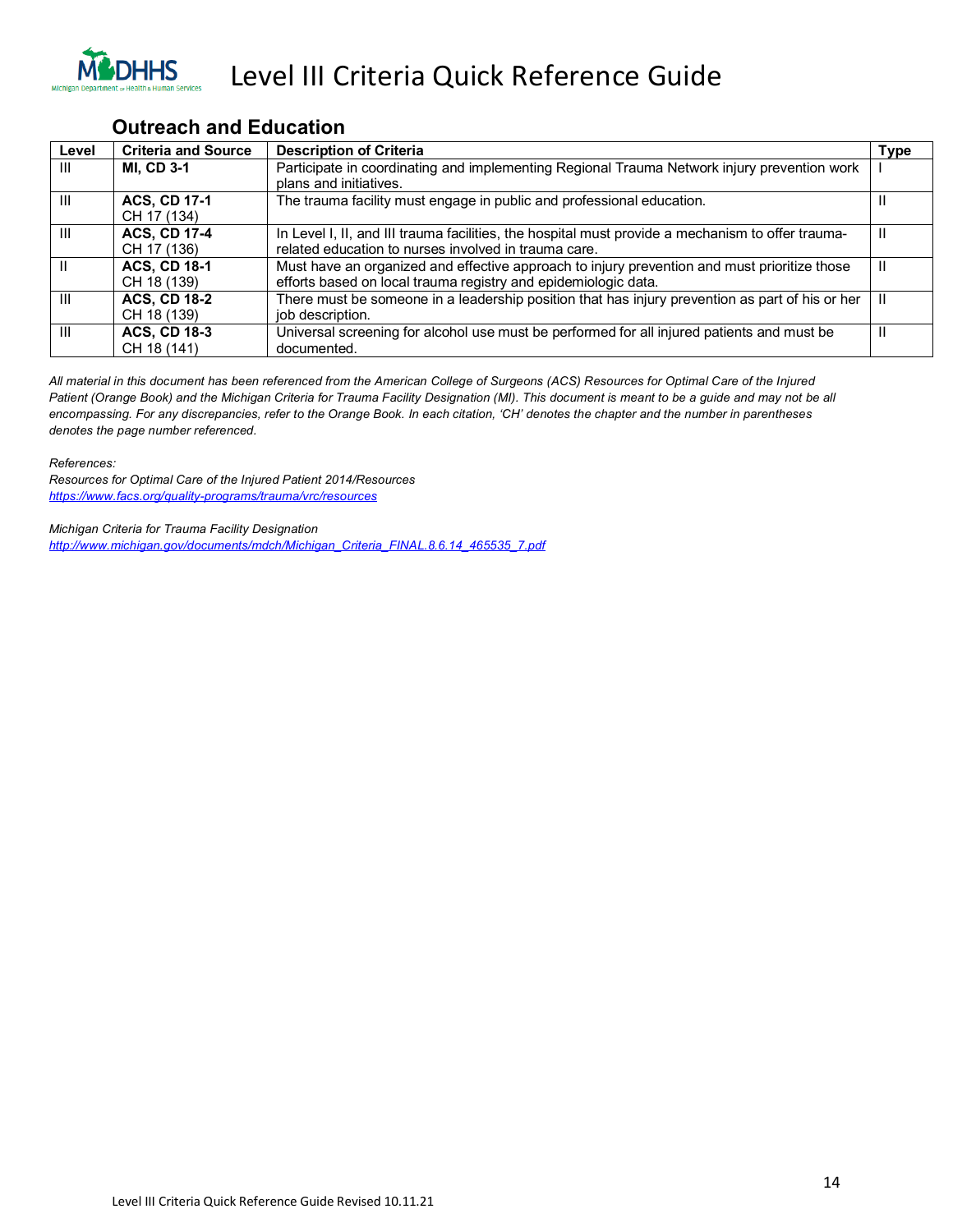# Level III Criteria Quick Reference Guide

## Outreach and Education

| Level | Criteria and Source | Description of Criteria | Type |
|---|---|---|---|
| III | **MI, CD 3-1** | Participate in coordinating and implementing Regional Trauma Network injury prevention work plans and initiatives. | I |
| III | **ACS, CD 17-1** CH 17 (134) | The trauma facility must engage in public and professional education. | II |
| III | **ACS, CD 17-4** CH 17 (136) | In Level I, II, and III trauma facilities, the hospital must provide a mechanism to offer trauma-related education to nurses involved in trauma care. | II |
| II | **ACS, CD 18-1** CH 18 (139) | Must have an organized and effective approach to injury prevention and must prioritize those efforts based on local trauma registry and epidemiologic data. | II |
| III | **ACS, CD 18-2** CH 18 (139) | There must be someone in a leadership position that has injury prevention as part of his or her job description. | II |
| III | **ACS, CD 18-3** CH 18 (141) | Universal screening for alcohol use must be performed for all injured patients and must be documented. | II |

*All material in this document has been referenced from the American College of Surgeons (ACS) Resources for Optimal Care of the Injured Patient (Orange Book) and the Michigan Criteria for Trauma Facility Designation (MI). This document is meant to be a guide and may not be all encompassing. For any discrepancies, refer to the Orange Book. In each citation, 'CH' denotes the chapter and the number in parentheses denotes the page number referenced.*

*References:*

*Resources for Optimal Care of the Injured Patient 2014/Resources*
*https://www.facs.org/quality-programs/trauma/vrc/resources*

*Michigan Criteria for Trauma Facility Designation*
*http://www.michigan.gov/documents/mdch/Michigan_Criteria_FINAL.8.6.14_465535_7.pdf*